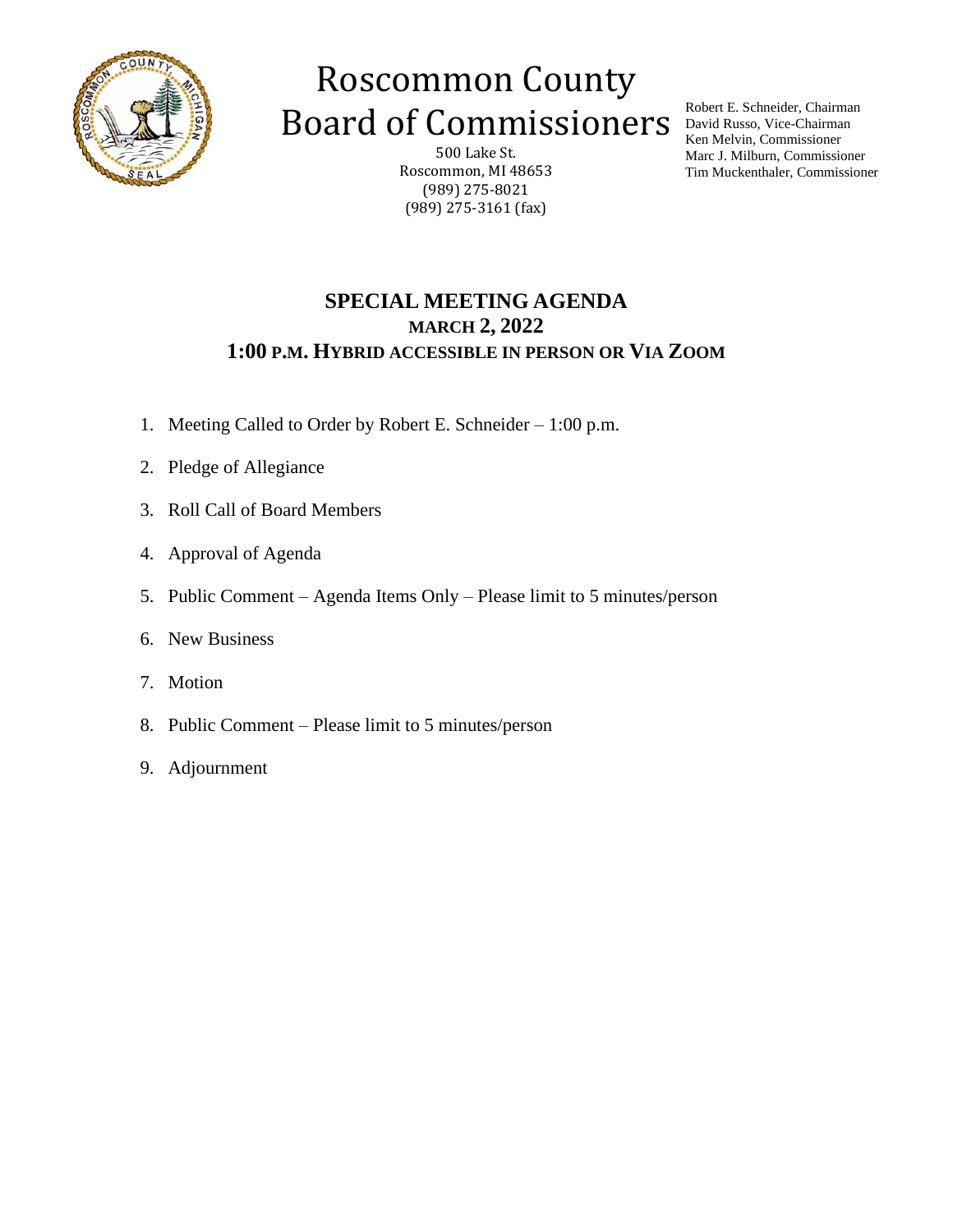# Roscommon County Board of Commissioners

500 Lake St.
Roscommon, MI 48653
(989) 275-8021
(989) 275-3161 (fax)

Robert E. Schneider, Chairman
David Russo, Vice-Chairman
Ken Melvin, Commissioner
Marc J. Milburn, Commissioner
Tim Muckenthaler, Commissioner

## SPECIAL MEETING AGENDA
### MARCH 2, 2022
### 1:00 P.M. HYBRID ACCESSIBLE IN PERSON OR VIA ZOOM

1. Meeting Called to Order by Robert E. Schneider – 1:00 p.m.
2. Pledge of Allegiance
3. Roll Call of Board Members
4. Approval of Agenda
5. Public Comment – Agenda Items Only – Please limit to 5 minutes/person
6. New Business
7. Motion
8. Public Comment – Please limit to 5 minutes/person
9. Adjournment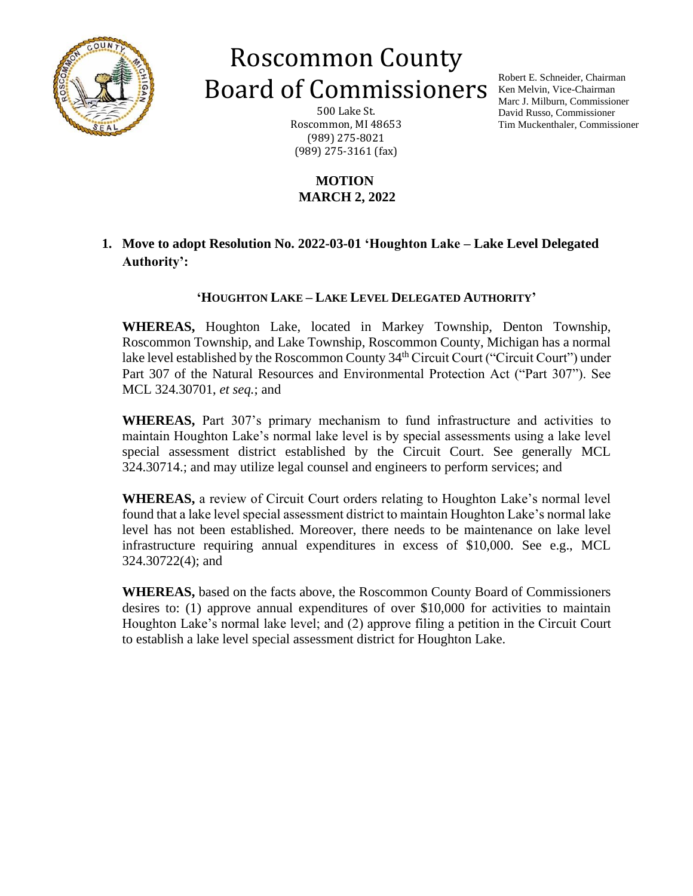# Roscommon County Board of Commissioners

500 Lake St.
Roscommon, MI 48653
(989) 275-8021
(989) 275-3161 (fax)

Robert E. Schneider, Chairman
Ken Melvin, Vice-Chairman
Marc J. Milburn, Commissioner
David Russo, Commissioner
Tim Muckenthaler, Commissioner

**MOTION**
**MARCH 2, 2022**

1. **Move to adopt Resolution No. 2022-03-01 'Houghton Lake – Lake Level Delegated Authority':**

   **'HOUGHTON LAKE – LAKE LEVEL DELEGATED AUTHORITY'**

   **WHEREAS,** Houghton Lake, located in Markey Township, Denton Township, Roscommon Township, and Lake Township, Roscommon County, Michigan has a normal lake level established by the Roscommon County 34th Circuit Court ("Circuit Court") under Part 307 of the Natural Resources and Environmental Protection Act ("Part 307"). See MCL 324.30701, *et seq.*; and

   **WHEREAS,** Part 307's primary mechanism to fund infrastructure and activities to maintain Houghton Lake's normal lake level is by special assessments using a lake level special assessment district established by the Circuit Court. See generally MCL 324.30714.; and may utilize legal counsel and engineers to perform services; and

   **WHEREAS,** a review of Circuit Court orders relating to Houghton Lake's normal level found that a lake level special assessment district to maintain Houghton Lake's normal lake level has not been established. Moreover, there needs to be maintenance on lake level infrastructure requiring annual expenditures in excess of $10,000. See e.g., MCL 324.30722(4); and

   **WHEREAS,** based on the facts above, the Roscommon County Board of Commissioners desires to: (1) approve annual expenditures of over $10,000 for activities to maintain Houghton Lake's normal lake level; and (2) approve filing a petition in the Circuit Court to establish a lake level special assessment district for Houghton Lake.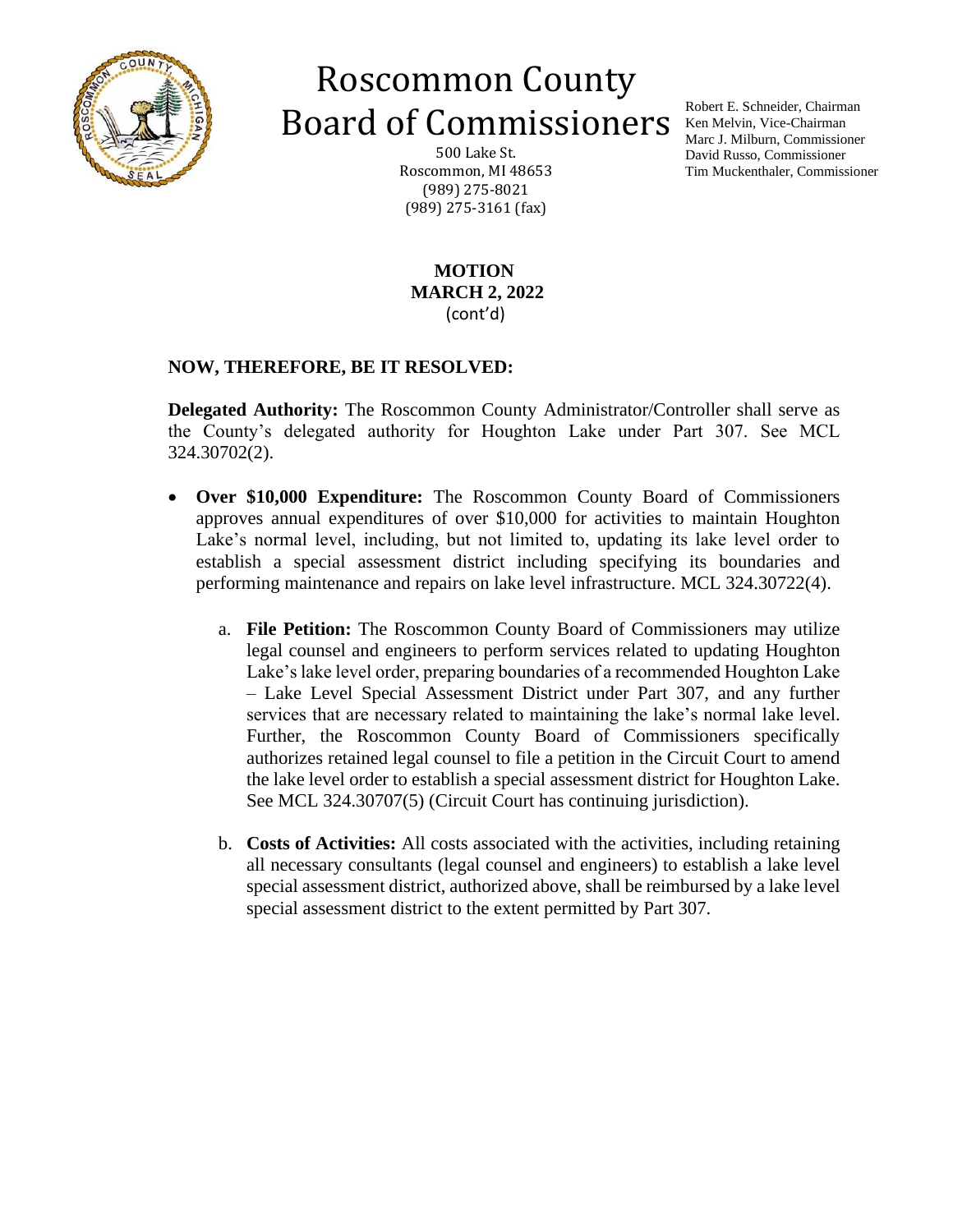# Roscommon County Board of Commissioners

500 Lake St.
Roscommon, MI 48653
(989) 275-8021
(989) 275-3161 (fax)

Robert E. Schneider, Chairman
Ken Melvin, Vice-Chairman
Marc J. Milburn, Commissioner
David Russo, Commissioner
Tim Muckenthaler, Commissioner

**MOTION**
**MARCH 2, 2022**
(cont'd)

**NOW, THEREFORE, BE IT RESOLVED:**

**Delegated Authority:** The Roscommon County Administrator/Controller shall serve as the County's delegated authority for Houghton Lake under Part 307. See MCL 324.30702(2).

- **Over $10,000 Expenditure:** The Roscommon County Board of Commissioners approves annual expenditures of over $10,000 for activities to maintain Houghton Lake's normal level, including, but not limited to, updating its lake level order to establish a special assessment district including specifying its boundaries and performing maintenance and repairs on lake level infrastructure. MCL 324.30722(4).

    a. **File Petition:** The Roscommon County Board of Commissioners may utilize legal counsel and engineers to perform services related to updating Houghton Lake's lake level order, preparing boundaries of a recommended Houghton Lake – Lake Level Special Assessment District under Part 307, and any further services that are necessary related to maintaining the lake's normal lake level. Further, the Roscommon County Board of Commissioners specifically authorizes retained legal counsel to file a petition in the Circuit Court to amend the lake level order to establish a special assessment district for Houghton Lake. See MCL 324.30707(5) (Circuit Court has continuing jurisdiction).

    b. **Costs of Activities:** All costs associated with the activities, including retaining all necessary consultants (legal counsel and engineers) to establish a lake level special assessment district, authorized above, shall be reimbursed by a lake level special assessment district to the extent permitted by Part 307.